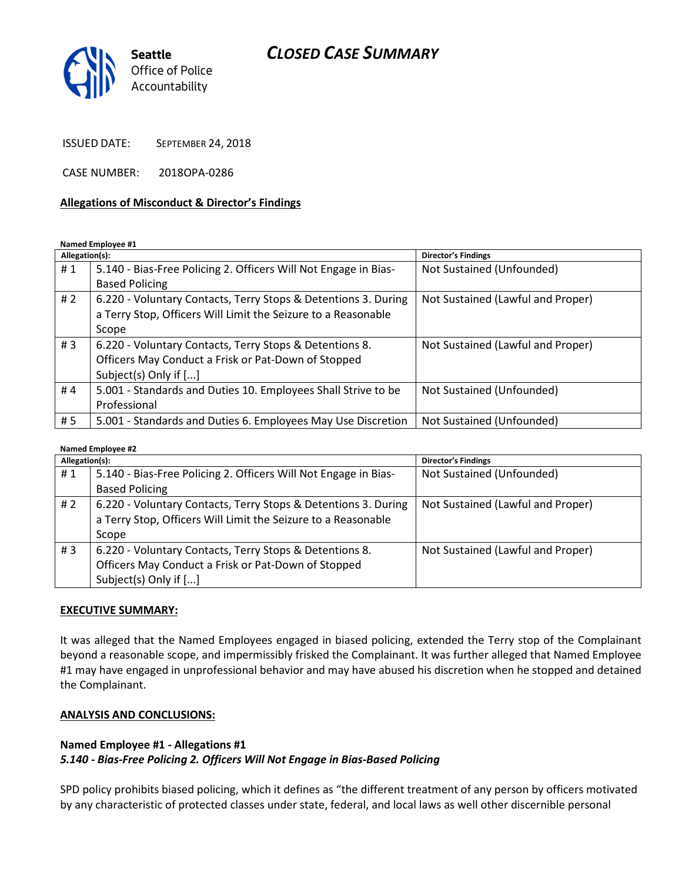# CLOSED CASE SUMMARY

Seattle
Office of Police
Accountability

ISSUED DATE: SEPTEMBER 24, 2018

CASE NUMBER: 2018OPA-0286

## Allegations of Misconduct & Director's Findings

**Named Employee #1**

| Allegation(s): | | Director's Findings |
|---|---|---|
| # 1 | 5.140 - Bias-Free Policing 2. Officers Will Not Engage in Bias-Based Policing | Not Sustained (Unfounded) |
| # 2 | 6.220 - Voluntary Contacts, Terry Stops & Detentions 3. During a Terry Stop, Officers Will Limit the Seizure to a Reasonable Scope | Not Sustained (Lawful and Proper) |
| # 3 | 6.220 - Voluntary Contacts, Terry Stops & Detentions 8. Officers May Conduct a Frisk or Pat-Down of Stopped Subject(s) Only if [...] | Not Sustained (Lawful and Proper) |
| # 4 | 5.001 - Standards and Duties 10. Employees Shall Strive to be Professional | Not Sustained (Unfounded) |
| # 5 | 5.001 - Standards and Duties 6. Employees May Use Discretion | Not Sustained (Unfounded) |

**Named Employee #2**

| Allegation(s): | | Director's Findings |
|---|---|---|
| # 1 | 5.140 - Bias-Free Policing 2. Officers Will Not Engage in Bias-Based Policing | Not Sustained (Unfounded) |
| # 2 | 6.220 - Voluntary Contacts, Terry Stops & Detentions 3. During a Terry Stop, Officers Will Limit the Seizure to a Reasonable Scope | Not Sustained (Lawful and Proper) |
| # 3 | 6.220 - Voluntary Contacts, Terry Stops & Detentions 8. Officers May Conduct a Frisk or Pat-Down of Stopped Subject(s) Only if [...] | Not Sustained (Lawful and Proper) |

## EXECUTIVE SUMMARY:

It was alleged that the Named Employees engaged in biased policing, extended the Terry stop of the Complainant beyond a reasonable scope, and impermissibly frisked the Complainant. It was further alleged that Named Employee #1 may have engaged in unprofessional behavior and may have abused his discretion when he stopped and detained the Complainant.

## ANALYSIS AND CONCLUSIONS:

**Named Employee #1 - Allegations #1**
***5.140 - Bias-Free Policing 2. Officers Will Not Engage in Bias-Based Policing***

SPD policy prohibits biased policing, which it defines as "the different treatment of any person by officers motivated by any characteristic of protected classes under state, federal, and local laws as well other discernible personal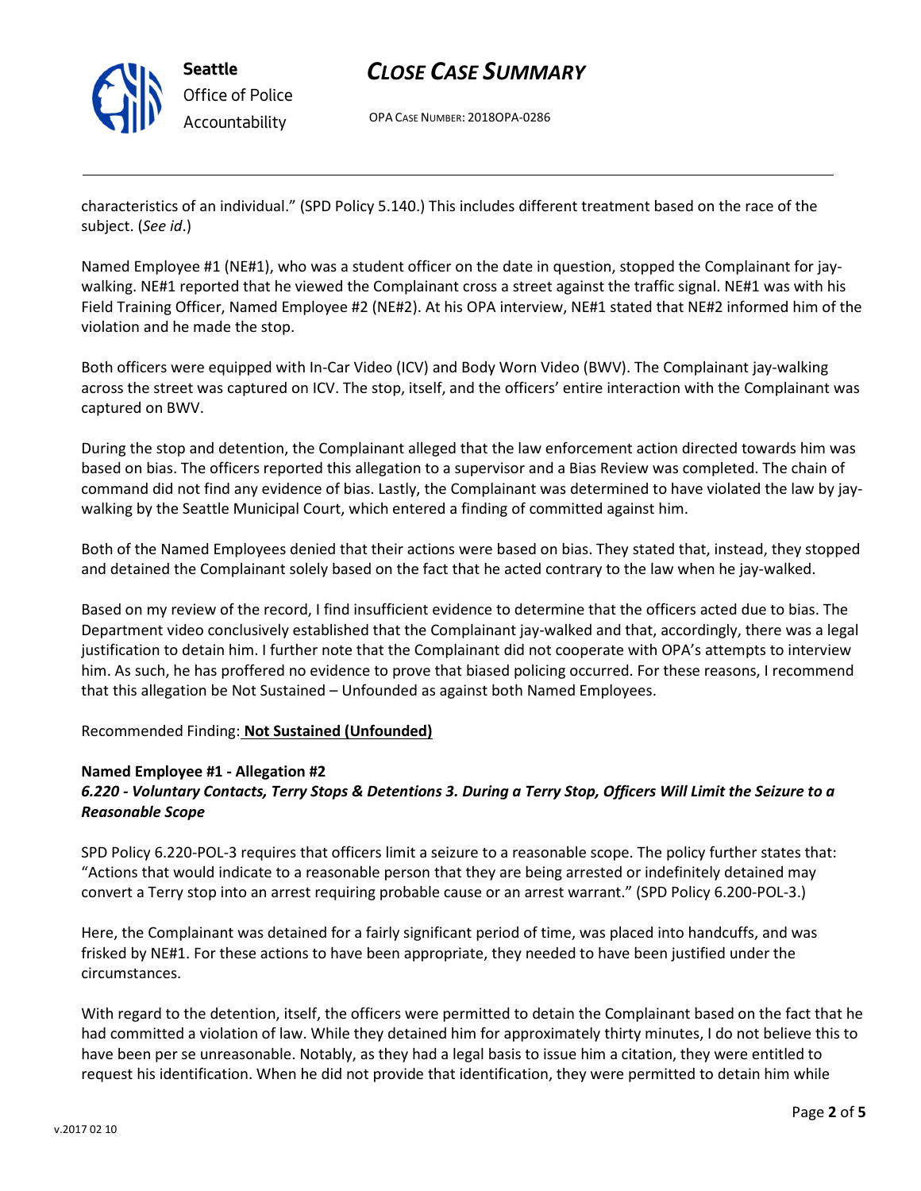characteristics of an individual." (SPD Policy 5.140.) This includes different treatment based on the race of the subject. (*See id*.)

Named Employee #1 (NE#1), who was a student officer on the date in question, stopped the Complainant for jay-walking. NE#1 reported that he viewed the Complainant cross a street against the traffic signal. NE#1 was with his Field Training Officer, Named Employee #2 (NE#2). At his OPA interview, NE#1 stated that NE#2 informed him of the violation and he made the stop.

Both officers were equipped with In-Car Video (ICV) and Body Worn Video (BWV). The Complainant jay-walking across the street was captured on ICV. The stop, itself, and the officers' entire interaction with the Complainant was captured on BWV.

During the stop and detention, the Complainant alleged that the law enforcement action directed towards him was based on bias. The officers reported this allegation to a supervisor and a Bias Review was completed. The chain of command did not find any evidence of bias. Lastly, the Complainant was determined to have violated the law by jay-walking by the Seattle Municipal Court, which entered a finding of committed against him.

Both of the Named Employees denied that their actions were based on bias. They stated that, instead, they stopped and detained the Complainant solely based on the fact that he acted contrary to the law when he jay-walked.

Based on my review of the record, I find insufficient evidence to determine that the officers acted due to bias. The Department video conclusively established that the Complainant jay-walked and that, accordingly, there was a legal justification to detain him. I further note that the Complainant did not cooperate with OPA's attempts to interview him. As such, he has proffered no evidence to prove that biased policing occurred. For these reasons, I recommend that this allegation be Not Sustained – Unfounded as against both Named Employees.

Recommended Finding: **Not Sustained (Unfounded)**

**Named Employee #1 - Allegation #2**
***6.220 - Voluntary Contacts, Terry Stops & Detentions 3. During a Terry Stop, Officers Will Limit the Seizure to a Reasonable Scope***

SPD Policy 6.220-POL-3 requires that officers limit a seizure to a reasonable scope. The policy further states that: "Actions that would indicate to a reasonable person that they are being arrested or indefinitely detained may convert a Terry stop into an arrest requiring probable cause or an arrest warrant." (SPD Policy 6.200-POL-3.)

Here, the Complainant was detained for a fairly significant period of time, was placed into handcuffs, and was frisked by NE#1. For these actions to have been appropriate, they needed to have been justified under the circumstances.

With regard to the detention, itself, the officers were permitted to detain the Complainant based on the fact that he had committed a violation of law. While they detained him for approximately thirty minutes, I do not believe this to have been per se unreasonable. Notably, as they had a legal basis to issue him a citation, they were entitled to request his identification. When he did not provide that identification, they were permitted to detain him while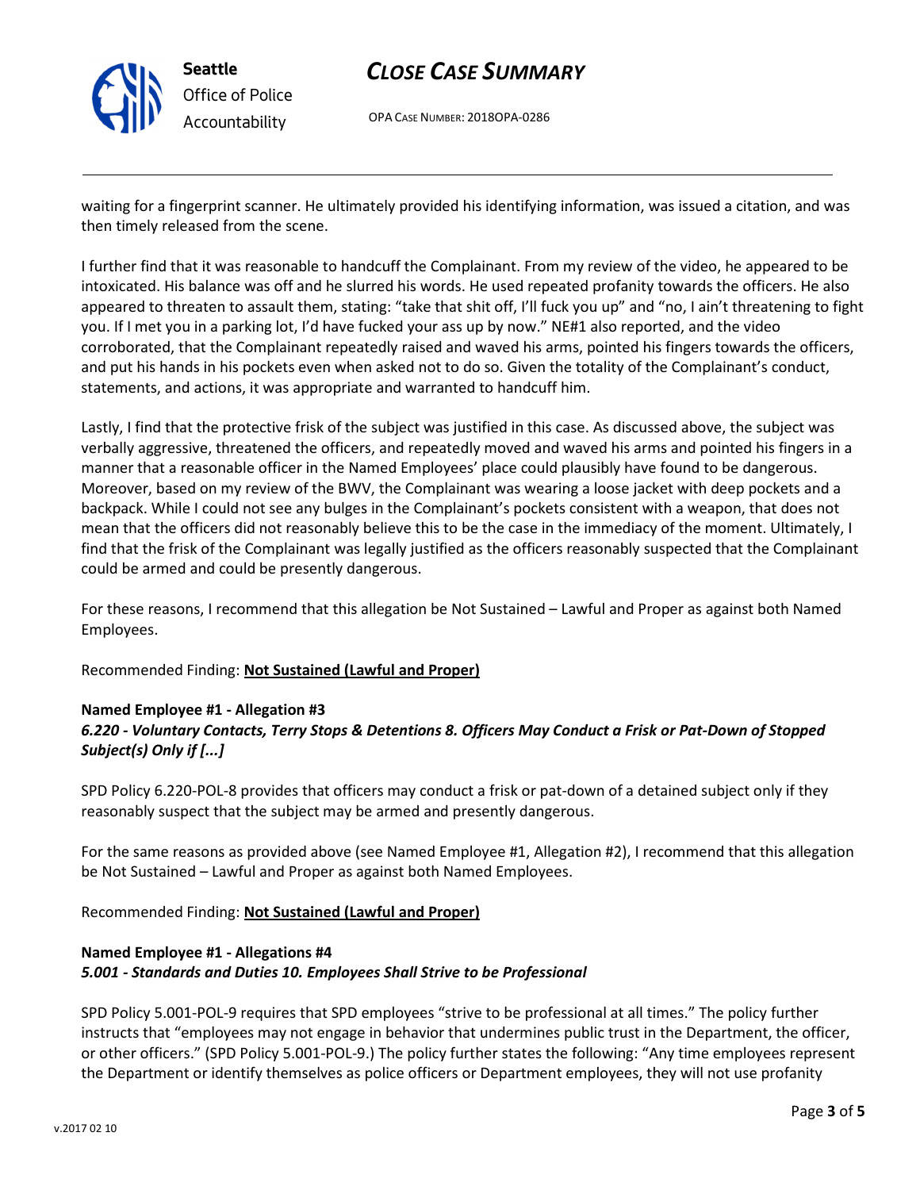waiting for a fingerprint scanner. He ultimately provided his identifying information, was issued a citation, and was then timely released from the scene.

I further find that it was reasonable to handcuff the Complainant. From my review of the video, he appeared to be intoxicated. His balance was off and he slurred his words. He used repeated profanity towards the officers. He also appeared to threaten to assault them, stating: "take that shit off, I'll fuck you up" and "no, I ain't threatening to fight you. If I met you in a parking lot, I'd have fucked your ass up by now." NE#1 also reported, and the video corroborated, that the Complainant repeatedly raised and waved his arms, pointed his fingers towards the officers, and put his hands in his pockets even when asked not to do so. Given the totality of the Complainant's conduct, statements, and actions, it was appropriate and warranted to handcuff him.

Lastly, I find that the protective frisk of the subject was justified in this case. As discussed above, the subject was verbally aggressive, threatened the officers, and repeatedly moved and waved his arms and pointed his fingers in a manner that a reasonable officer in the Named Employees' place could plausibly have found to be dangerous. Moreover, based on my review of the BWV, the Complainant was wearing a loose jacket with deep pockets and a backpack. While I could not see any bulges in the Complainant's pockets consistent with a weapon, that does not mean that the officers did not reasonably believe this to be the case in the immediacy of the moment. Ultimately, I find that the frisk of the Complainant was legally justified as the officers reasonably suspected that the Complainant could be armed and could be presently dangerous.

For these reasons, I recommend that this allegation be Not Sustained – Lawful and Proper as against both Named Employees.

Recommended Finding: **Not Sustained (Lawful and Proper)**

**Named Employee #1 - Allegation #3**
***6.220 - Voluntary Contacts, Terry Stops & Detentions 8. Officers May Conduct a Frisk or Pat-Down of Stopped Subject(s) Only if [...]***

SPD Policy 6.220-POL-8 provides that officers may conduct a frisk or pat-down of a detained subject only if they reasonably suspect that the subject may be armed and presently dangerous.

For the same reasons as provided above (see Named Employee #1, Allegation #2), I recommend that this allegation be Not Sustained – Lawful and Proper as against both Named Employees.

Recommended Finding: **Not Sustained (Lawful and Proper)**

**Named Employee #1 - Allegations #4**
***5.001 - Standards and Duties 10. Employees Shall Strive to be Professional***

SPD Policy 5.001-POL-9 requires that SPD employees "strive to be professional at all times." The policy further instructs that "employees may not engage in behavior that undermines public trust in the Department, the officer, or other officers." (SPD Policy 5.001-POL-9.) The policy further states the following: "Any time employees represent the Department or identify themselves as police officers or Department employees, they will not use profanity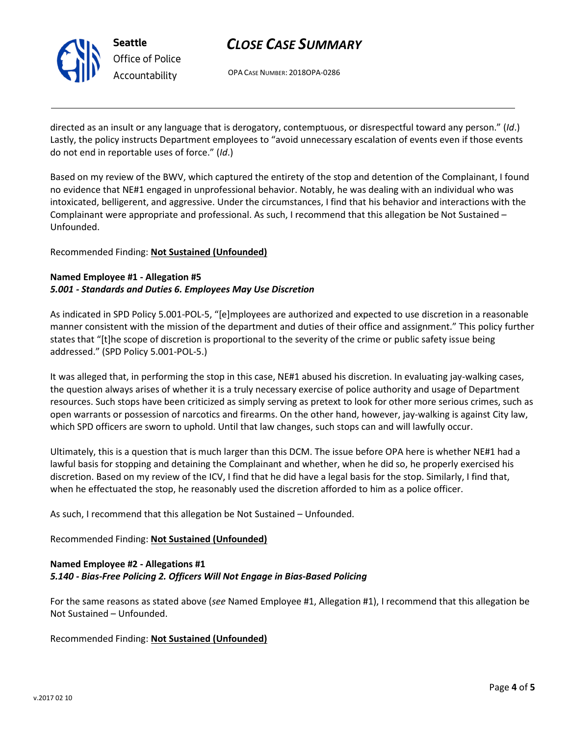directed as an insult or any language that is derogatory, contemptuous, or disrespectful toward any person." (*Id*.) Lastly, the policy instructs Department employees to "avoid unnecessary escalation of events even if those events do not end in reportable uses of force." (*Id*.)

Based on my review of the BWV, which captured the entirety of the stop and detention of the Complainant, I found no evidence that NE#1 engaged in unprofessional behavior. Notably, he was dealing with an individual who was intoxicated, belligerent, and aggressive. Under the circumstances, I find that his behavior and interactions with the Complainant were appropriate and professional. As such, I recommend that this allegation be Not Sustained – Unfounded.

Recommended Finding: **Not Sustained (Unfounded)**

**Named Employee #1 - Allegation #5**
***5.001 - Standards and Duties 6. Employees May Use Discretion***

As indicated in SPD Policy 5.001-POL-5, "[e]mployees are authorized and expected to use discretion in a reasonable manner consistent with the mission of the department and duties of their office and assignment." This policy further states that "[t]he scope of discretion is proportional to the severity of the crime or public safety issue being addressed." (SPD Policy 5.001-POL-5.)

It was alleged that, in performing the stop in this case, NE#1 abused his discretion. In evaluating jay-walking cases, the question always arises of whether it is a truly necessary exercise of police authority and usage of Department resources. Such stops have been criticized as simply serving as pretext to look for other more serious crimes, such as open warrants or possession of narcotics and firearms. On the other hand, however, jay-walking is against City law, which SPD officers are sworn to uphold. Until that law changes, such stops can and will lawfully occur.

Ultimately, this is a question that is much larger than this DCM. The issue before OPA here is whether NE#1 had a lawful basis for stopping and detaining the Complainant and whether, when he did so, he properly exercised his discretion. Based on my review of the ICV, I find that he did have a legal basis for the stop. Similarly, I find that, when he effectuated the stop, he reasonably used the discretion afforded to him as a police officer.

As such, I recommend that this allegation be Not Sustained – Unfounded.

Recommended Finding: **Not Sustained (Unfounded)**

**Named Employee #2 - Allegations #1**
***5.140 - Bias-Free Policing 2. Officers Will Not Engage in Bias-Based Policing***

For the same reasons as stated above (*see* Named Employee #1, Allegation #1), I recommend that this allegation be Not Sustained – Unfounded.

Recommended Finding: **Not Sustained (Unfounded)**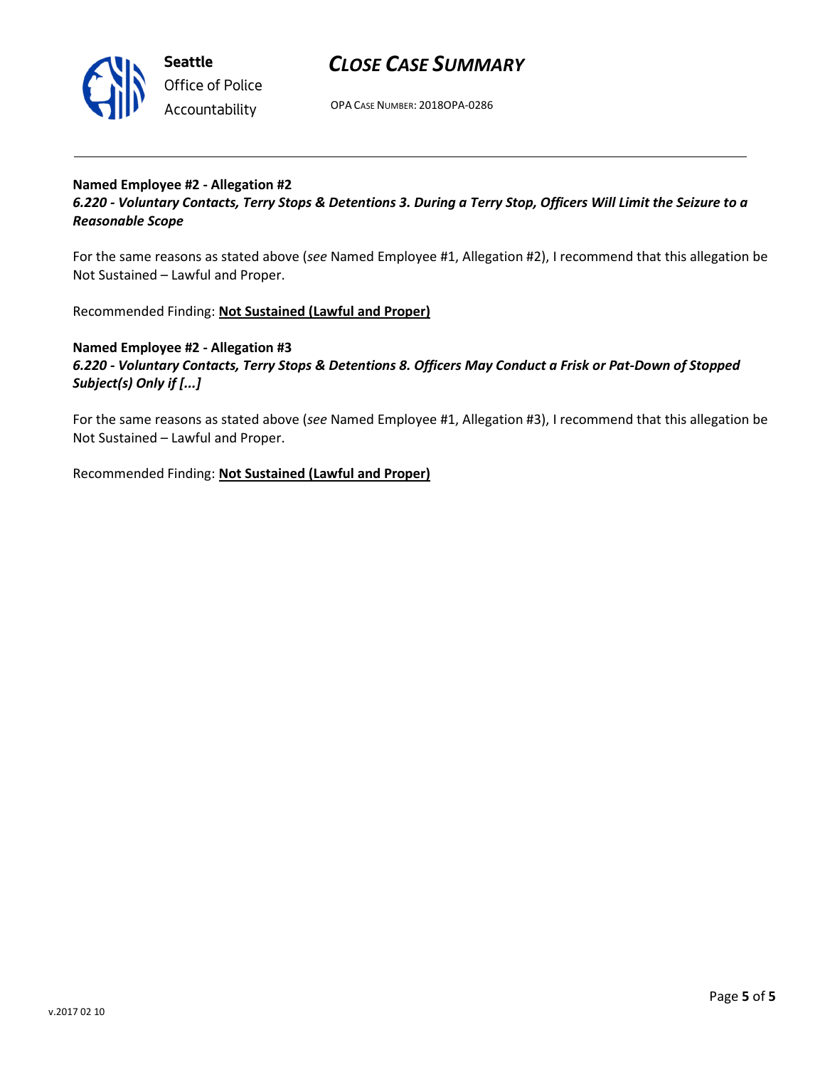**Named Employee #2 - Allegation #2**
***6.220 - Voluntary Contacts, Terry Stops & Detentions 3. During a Terry Stop, Officers Will Limit the Seizure to a Reasonable Scope***

For the same reasons as stated above (*see* Named Employee #1, Allegation #2), I recommend that this allegation be Not Sustained – Lawful and Proper.

Recommended Finding: **Not Sustained (Lawful and Proper)**

**Named Employee #2 - Allegation #3**
***6.220 - Voluntary Contacts, Terry Stops & Detentions 8. Officers May Conduct a Frisk or Pat-Down of Stopped Subject(s) Only if [...]***

For the same reasons as stated above (*see* Named Employee #1, Allegation #3), I recommend that this allegation be Not Sustained – Lawful and Proper.

Recommended Finding: **Not Sustained (Lawful and Proper)**